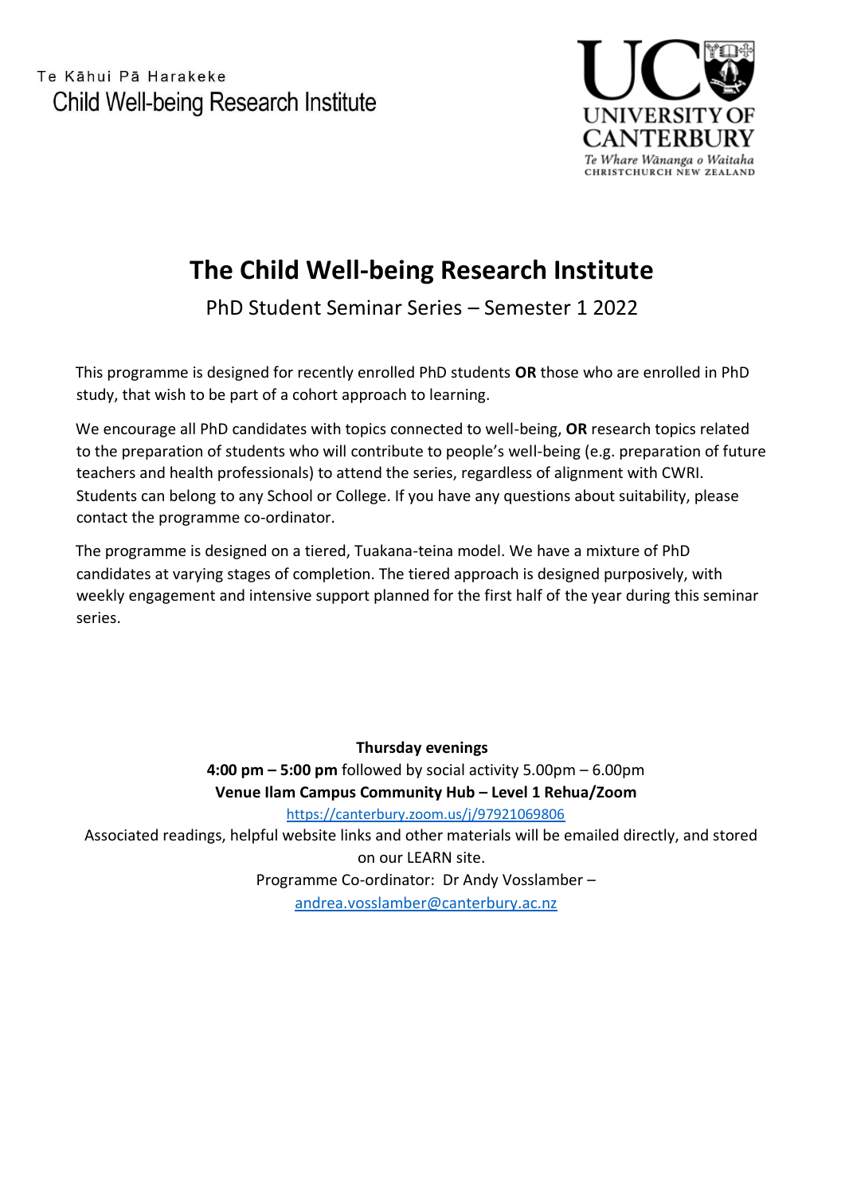Te Kāhui Pā Harakeke
Child Well-being Research Institute

UNIVERSITY OF CANTERBURY
*Te Whare Wānanga o Waitaha*
CHRISTCHURCH NEW ZEALAND

# The Child Well-being Research Institute

## PhD Student Seminar Series – Semester 1 2022

This programme is designed for recently enrolled PhD students **OR** those who are enrolled in PhD study, that wish to be part of a cohort approach to learning.

We encourage all PhD candidates with topics connected to well-being, **OR** research topics related to the preparation of students who will contribute to people's well-being (e.g. preparation of future teachers and health professionals) to attend the series, regardless of alignment with CWRI. Students can belong to any School or College. If you have any questions about suitability, please contact the programme co-ordinator.

The programme is designed on a tiered, Tuakana-teina model. We have a mixture of PhD candidates at varying stages of completion. The tiered approach is designed purposively, with weekly engagement and intensive support planned for the first half of the year during this seminar series.

**Thursday evenings**

**4:00 pm – 5:00 pm** followed by social activity 5.00pm – 6.00pm

**Venue Ilam Campus Community Hub – Level 1 Rehua/Zoom**

https://canterbury.zoom.us/j/97921069806

Associated readings, helpful website links and other materials will be emailed directly, and stored on our LEARN site.

Programme Co-ordinator: Dr Andy Vosslamber – andrea.vosslamber@canterbury.ac.nz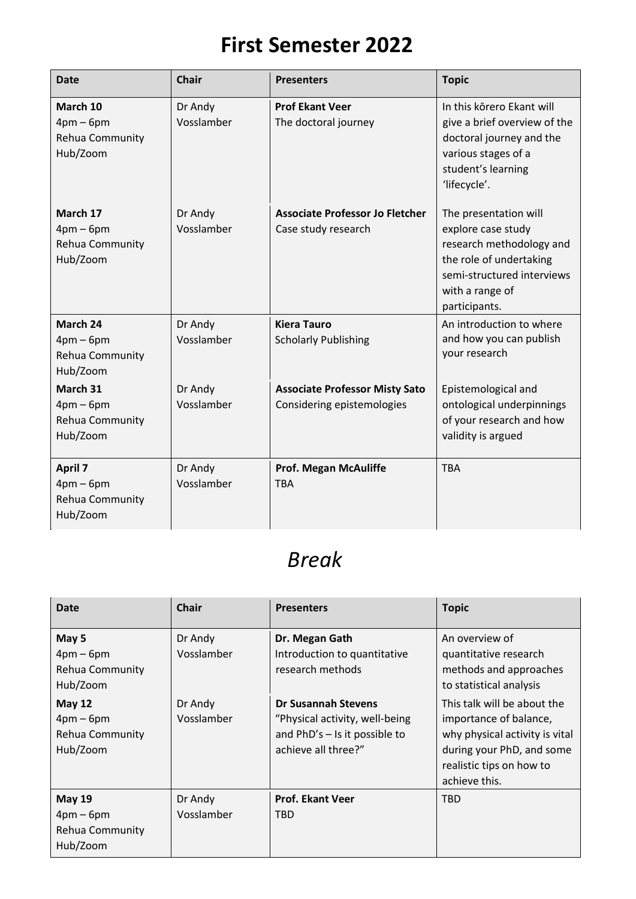# First Semester 2022

| Date | Chair | Presenters | Topic |
|---|---|---|---|
| **March 10** 4pm – 6pm Rehua Community Hub/Zoom | Dr Andy Vosslamber | **Prof Ekant Veer** The doctoral journey | In this kōrero Ekant will give a brief overview of the doctoral journey and the various stages of a student's learning 'lifecycle'. |
| **March 17** 4pm – 6pm Rehua Community Hub/Zoom | Dr Andy Vosslamber | **Associate Professor Jo Fletcher** Case study research | The presentation will explore case study research methodology and the role of undertaking semi-structured interviews with a range of participants. |
| **March 24** 4pm – 6pm Rehua Community Hub/Zoom | Dr Andy Vosslamber | **Kiera Tauro** Scholarly Publishing | An introduction to where and how you can publish your research |
| **March 31** 4pm – 6pm Rehua Community Hub/Zoom | Dr Andy Vosslamber | **Associate Professor Misty Sato** Considering epistemologies | Epistemological and ontological underpinnings of your research and how validity is argued |
| **April 7** 4pm – 6pm Rehua Community Hub/Zoom | Dr Andy Vosslamber | **Prof. Megan McAuliffe** TBA | TBA |

# *Break*

| Date | Chair | Presenters | Topic |
|---|---|---|---|
| **May 5** 4pm – 6pm Rehua Community Hub/Zoom | Dr Andy Vosslamber | **Dr. Megan Gath** Introduction to quantitative research methods | An overview of quantitative research methods and approaches to statistical analysis |
| **May 12** 4pm – 6pm Rehua Community Hub/Zoom | Dr Andy Vosslamber | **Dr Susannah Stevens** "Physical activity, well-being and PhD's – Is it possible to achieve all three?" | This talk will be about the importance of balance, why physical activity is vital during your PhD, and some realistic tips on how to achieve this. |
| **May 19** 4pm – 6pm Rehua Community Hub/Zoom | Dr Andy Vosslamber | **Prof. Ekant Veer** TBD | TBD |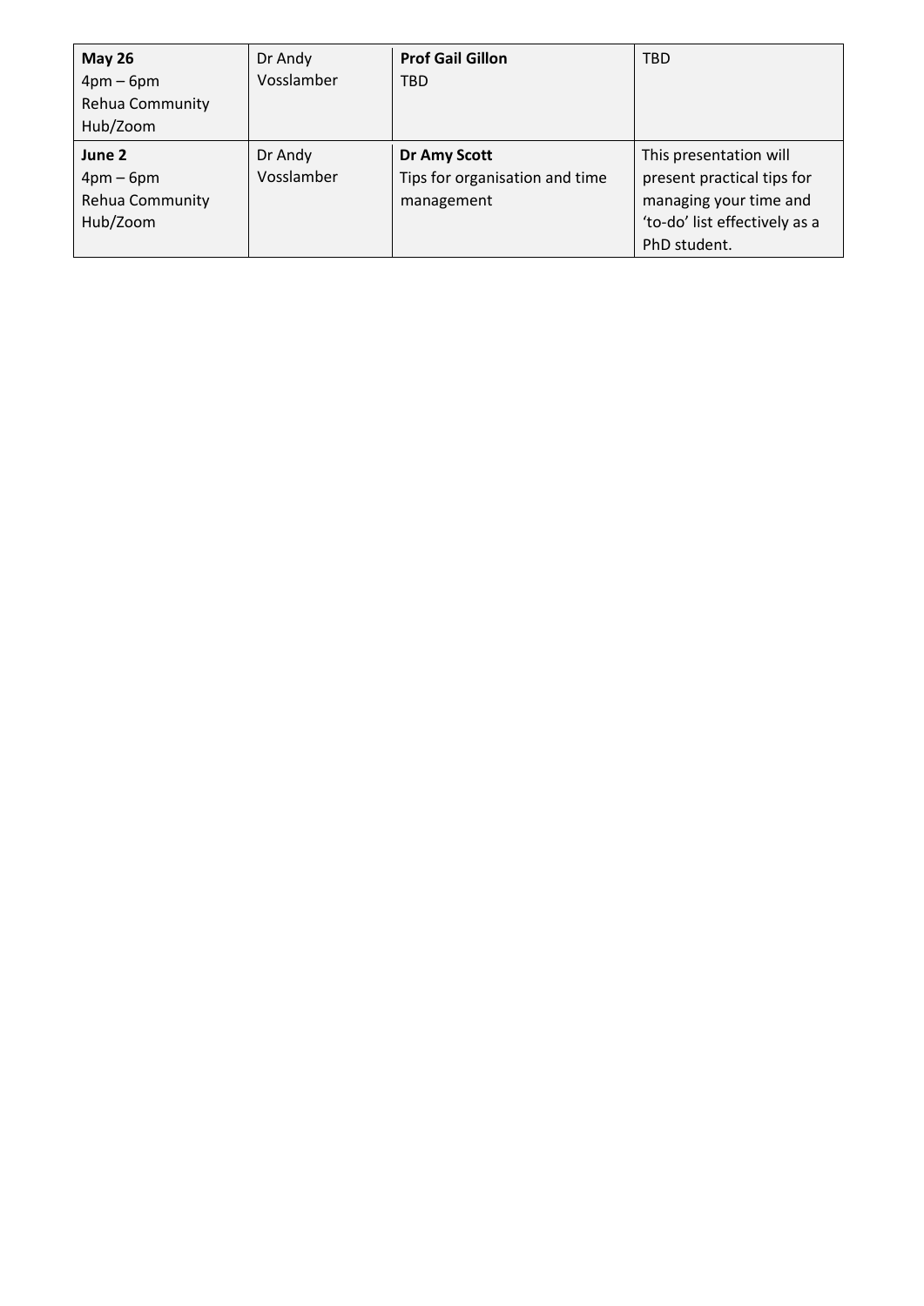| | | | |
|---|---|---|---|
| **May 26**<br>4pm – 6pm<br>Rehua Community Hub/Zoom | Dr Andy Vosslamber | **Prof Gail Gillon**<br>TBD | TBD |
| **June 2**<br>4pm – 6pm<br>Rehua Community Hub/Zoom | Dr Andy Vosslamber | **Dr Amy Scott**<br>Tips for organisation and time management | This presentation will present practical tips for managing your time and 'to-do' list effectively as a PhD student. |